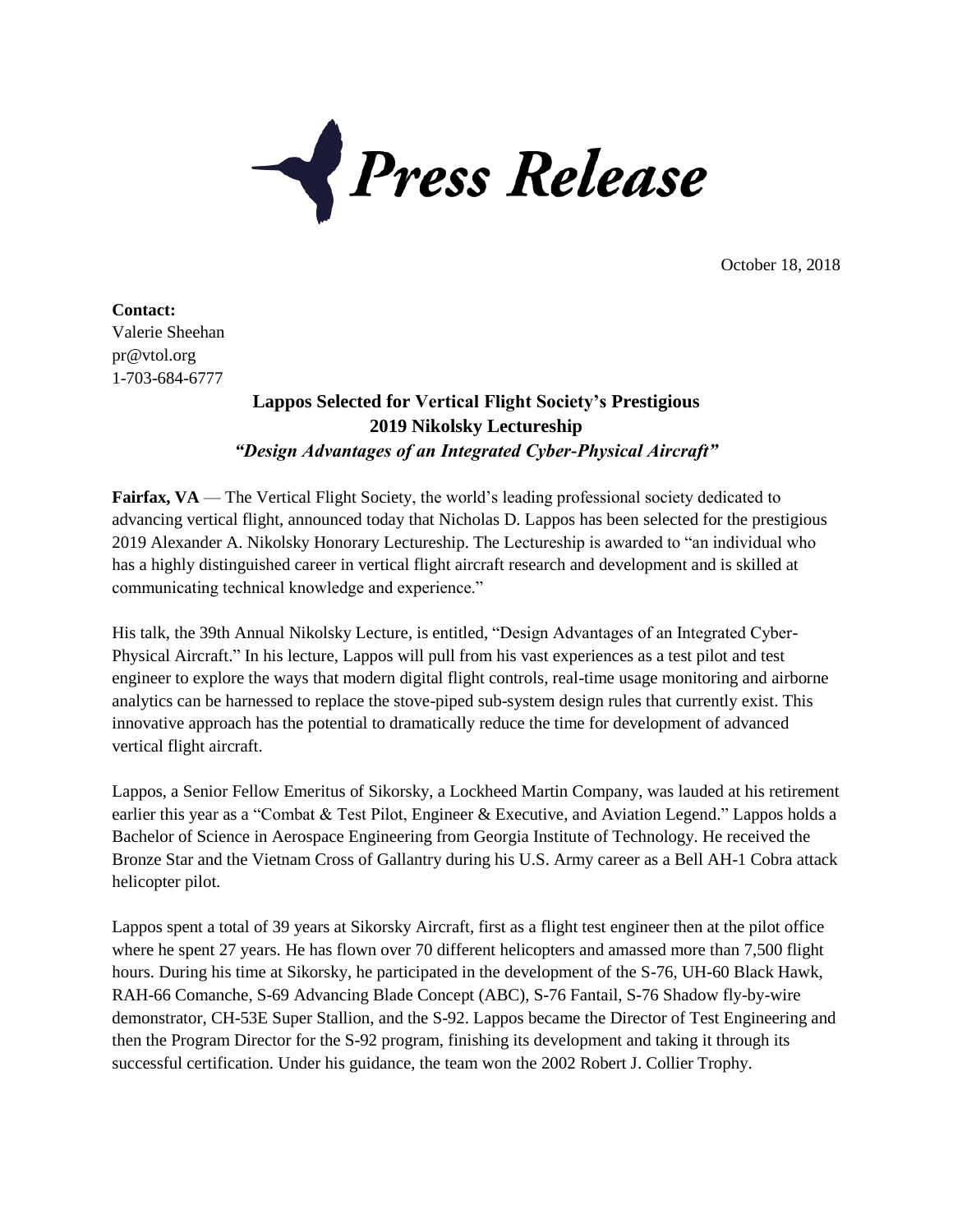# Press Release

October 18, 2018

**Contact:**
Valerie Sheehan
pr@vtol.org
1-703-684-6777

## Lappos Selected for Vertical Flight Society's Prestigious 2019 Nikolsky Lectureship

### *"Design Advantages of an Integrated Cyber-Physical Aircraft"*

**Fairfax, VA** — The Vertical Flight Society, the world's leading professional society dedicated to advancing vertical flight, announced today that Nicholas D. Lappos has been selected for the prestigious 2019 Alexander A. Nikolsky Honorary Lectureship. The Lectureship is awarded to "an individual who has a highly distinguished career in vertical flight aircraft research and development and is skilled at communicating technical knowledge and experience."

His talk, the 39th Annual Nikolsky Lecture, is entitled, "Design Advantages of an Integrated Cyber-Physical Aircraft." In his lecture, Lappos will pull from his vast experiences as a test pilot and test engineer to explore the ways that modern digital flight controls, real-time usage monitoring and airborne analytics can be harnessed to replace the stove-piped sub-system design rules that currently exist. This innovative approach has the potential to dramatically reduce the time for development of advanced vertical flight aircraft.

Lappos, a Senior Fellow Emeritus of Sikorsky, a Lockheed Martin Company, was lauded at his retirement earlier this year as a "Combat & Test Pilot, Engineer & Executive, and Aviation Legend." Lappos holds a Bachelor of Science in Aerospace Engineering from Georgia Institute of Technology. He received the Bronze Star and the Vietnam Cross of Gallantry during his U.S. Army career as a Bell AH-1 Cobra attack helicopter pilot.

Lappos spent a total of 39 years at Sikorsky Aircraft, first as a flight test engineer then at the pilot office where he spent 27 years. He has flown over 70 different helicopters and amassed more than 7,500 flight hours. During his time at Sikorsky, he participated in the development of the S-76, UH-60 Black Hawk, RAH-66 Comanche, S-69 Advancing Blade Concept (ABC), S-76 Fantail, S-76 Shadow fly-by-wire demonstrator, CH-53E Super Stallion, and the S-92. Lappos became the Director of Test Engineering and then the Program Director for the S-92 program, finishing its development and taking it through its successful certification. Under his guidance, the team won the 2002 Robert J. Collier Trophy.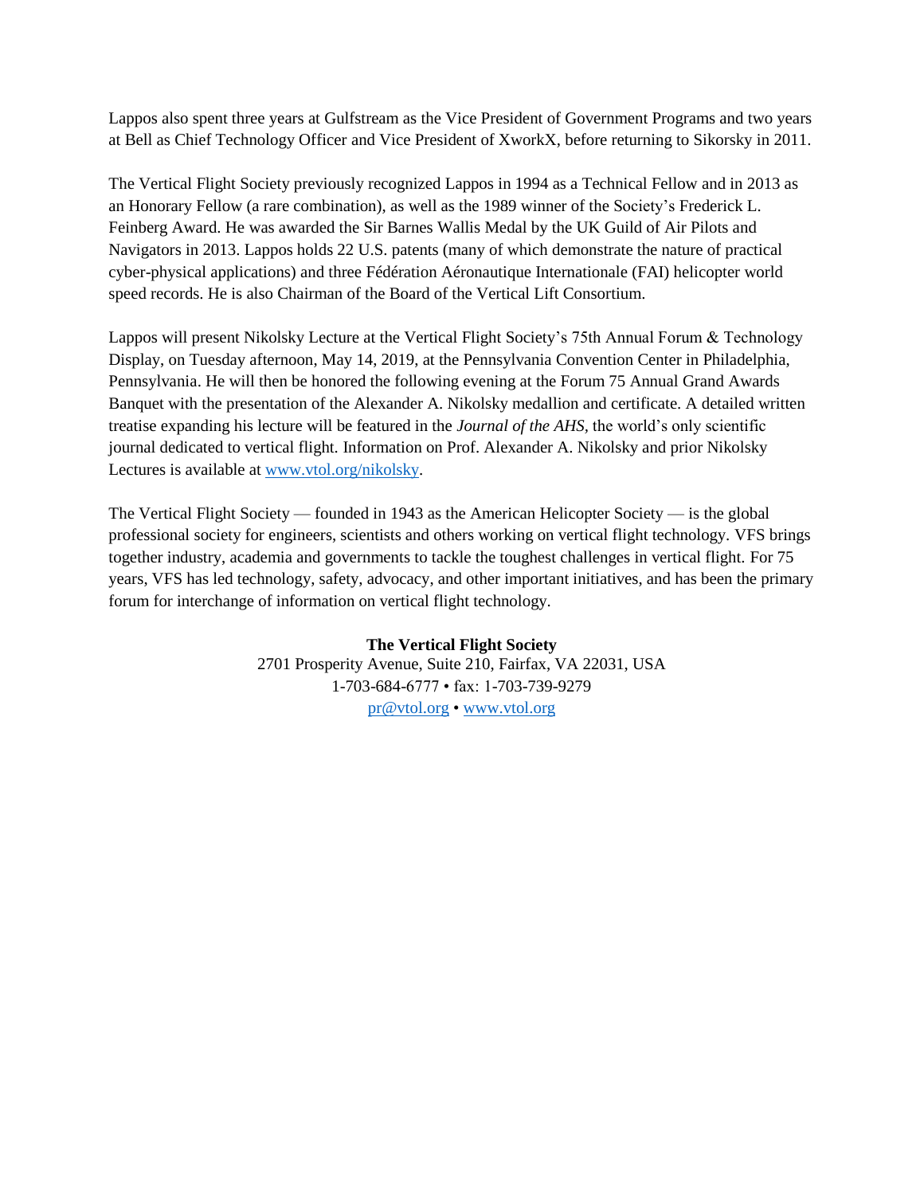Lappos also spent three years at Gulfstream as the Vice President of Government Programs and two years at Bell as Chief Technology Officer and Vice President of XworkX, before returning to Sikorsky in 2011.

The Vertical Flight Society previously recognized Lappos in 1994 as a Technical Fellow and in 2013 as an Honorary Fellow (a rare combination), as well as the 1989 winner of the Society's Frederick L. Feinberg Award. He was awarded the Sir Barnes Wallis Medal by the UK Guild of Air Pilots and Navigators in 2013. Lappos holds 22 U.S. patents (many of which demonstrate the nature of practical cyber-physical applications) and three Fédération Aéronautique Internationale (FAI) helicopter world speed records. He is also Chairman of the Board of the Vertical Lift Consortium.

Lappos will present Nikolsky Lecture at the Vertical Flight Society's 75th Annual Forum & Technology Display, on Tuesday afternoon, May 14, 2019, at the Pennsylvania Convention Center in Philadelphia, Pennsylvania. He will then be honored the following evening at the Forum 75 Annual Grand Awards Banquet with the presentation of the Alexander A. Nikolsky medallion and certificate. A detailed written treatise expanding his lecture will be featured in the *Journal of the AHS*, the world's only scientific journal dedicated to vertical flight. Information on Prof. Alexander A. Nikolsky and prior Nikolsky Lectures is available at [www.vtol.org/nikolsky](http://www.vtol.org/nikolsky).

The Vertical Flight Society — founded in 1943 as the American Helicopter Society — is the global professional society for engineers, scientists and others working on vertical flight technology. VFS brings together industry, academia and governments to tackle the toughest challenges in vertical flight. For 75 years, VFS has led technology, safety, advocacy, and other important initiatives, and has been the primary forum for interchange of information on vertical flight technology.

**The Vertical Flight Society**
2701 Prosperity Avenue, Suite 210, Fairfax, VA 22031, USA
1-703-684-6777 • fax: 1-703-739-9279
[pr@vtol.org](mailto:pr@vtol.org) • [www.vtol.org](http://www.vtol.org)